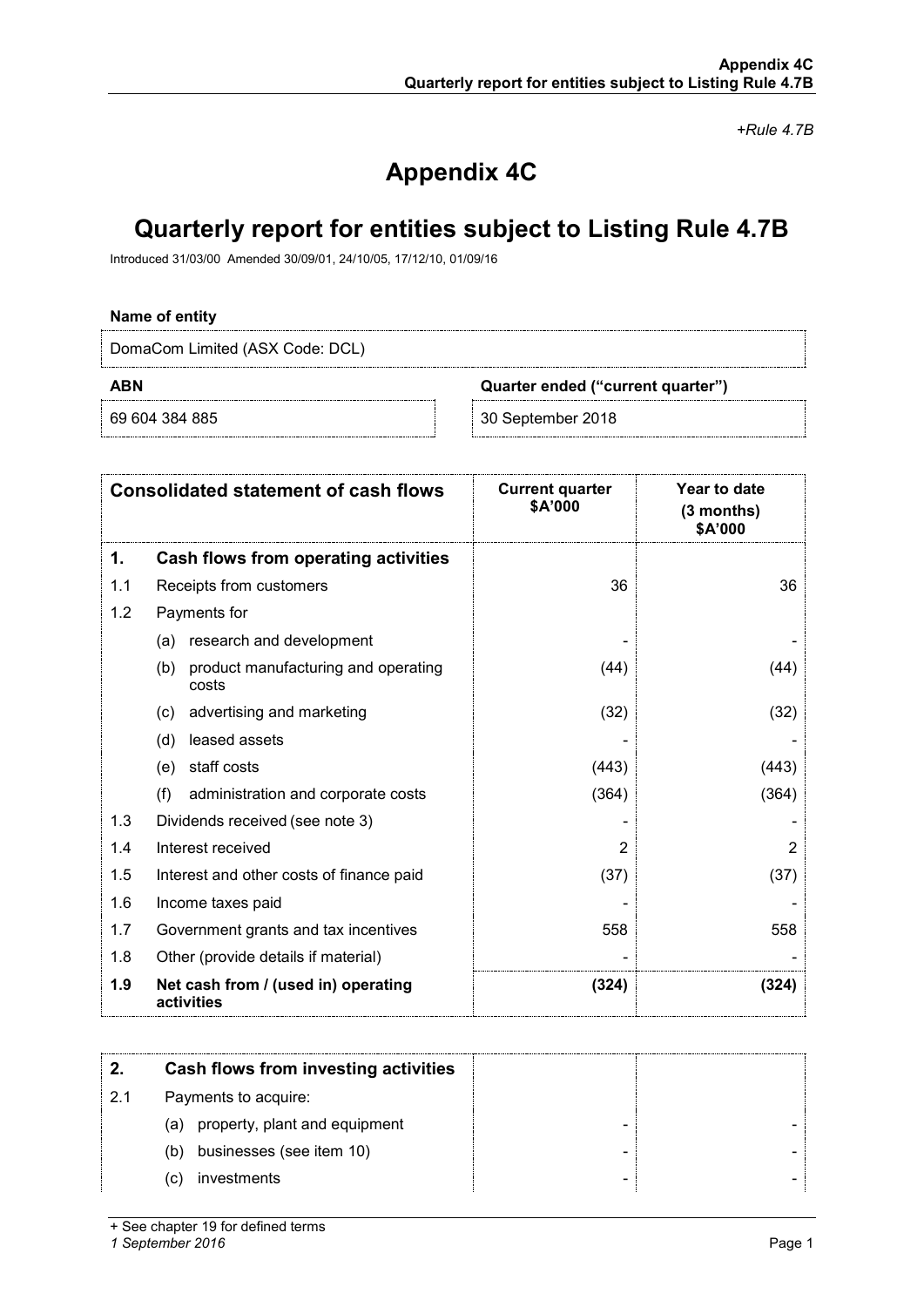*+Rule 4.7B*

# Appendix 4C

# Quarterly report for entities subject to Listing Rule 4.7B

Introduced 31/03/00 Amended 30/09/01, 24/10/05, 17/12/10, 01/09/16

**Name of entity**

DomaCom Limited (ASX Code: DCL)

| ABN | Quarter ended ("current quarter") |
|---|---|
| 69 604 384 885 | 30 September 2018 |

| | Consolidated statement of cash flows | Current quarter $A'000 | Year to date (3 months) $A'000 |
|---|---|---|---|
| **1.** | **Cash flows from operating activities** | | |
| 1.1 | Receipts from customers | 36 | 36 |
| 1.2 | Payments for | | |
| | (a) research and development | - | - |
| | (b) product manufacturing and operating costs | (44) | (44) |
| | (c) advertising and marketing | (32) | (32) |
| | (d) leased assets | - | - |
| | (e) staff costs | (443) | (443) |
| | (f) administration and corporate costs | (364) | (364) |
| 1.3 | Dividends received (see note 3) | - | - |
| 1.4 | Interest received | 2 | 2 |
| 1.5 | Interest and other costs of finance paid | (37) | (37) |
| 1.6 | Income taxes paid | - | - |
| 1.7 | Government grants and tax incentives | 558 | 558 |
| 1.8 | Other (provide details if material) | - | - |
| **1.9** | **Net cash from / (used in) operating activities** | **(324)** | **(324)** |

| | | | |
|---|---|---|---|
| **2.** | **Cash flows from investing activities** | | |
| 2.1 | Payments to acquire: | | |
| | (a) property, plant and equipment | - | - |
| | (b) businesses (see item 10) | - | - |
| | (c) investments | - | - |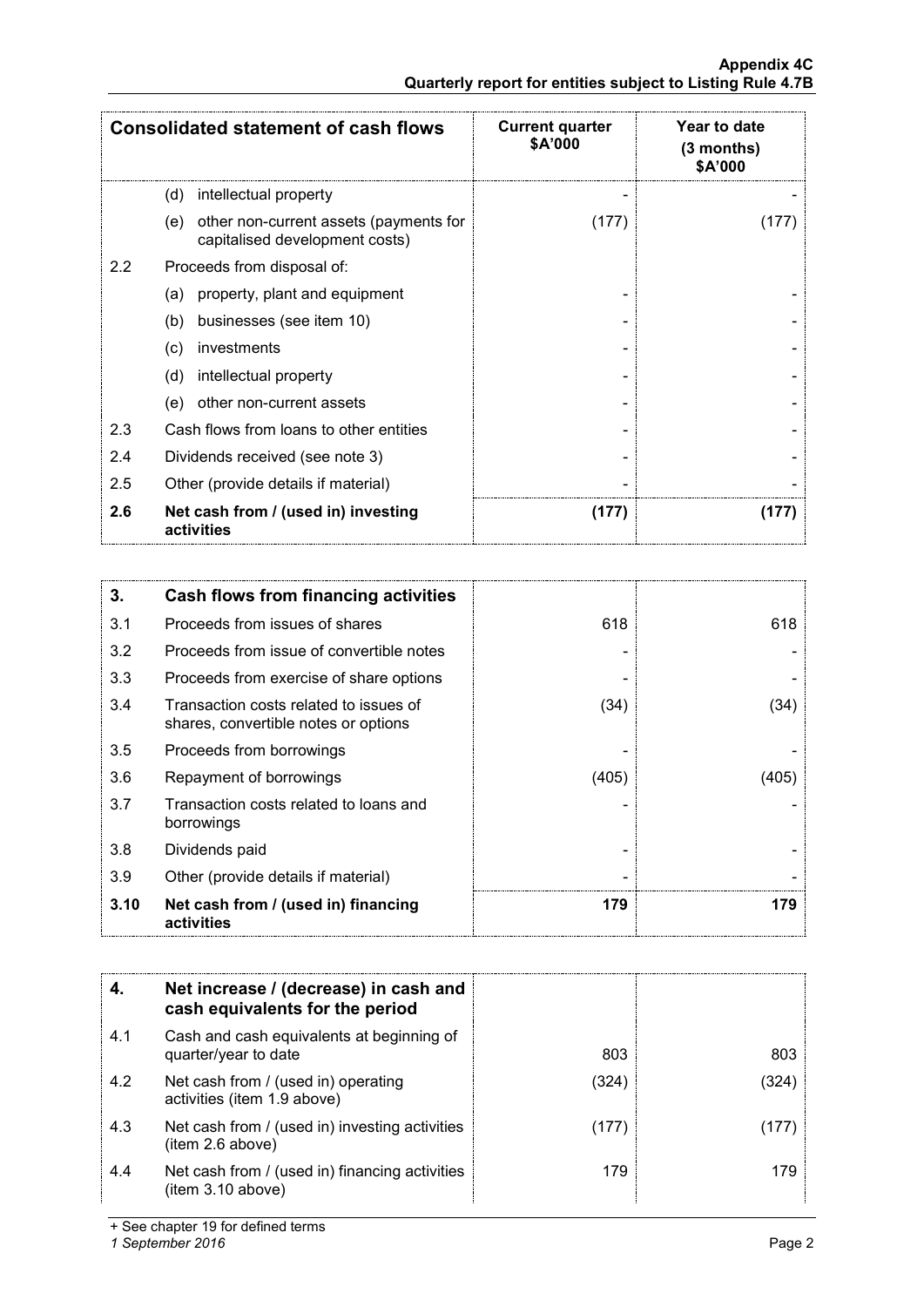| Consolidated statement of cash flows | | Current quarter $A'000 | Year to date (3 months) $A'000 |
|---|---|---|---|
| | (d) intellectual property | - | - |
| | (e) other non-current assets (payments for capitalised development costs) | (177) | (177) |
| 2.2 | Proceeds from disposal of: | | |
| | (a) property, plant and equipment | - | - |
| | (b) businesses (see item 10) | - | - |
| | (c) investments | - | - |
| | (d) intellectual property | - | - |
| | (e) other non-current assets | - | - |
| 2.3 | Cash flows from loans to other entities | - | - |
| 2.4 | Dividends received (see note 3) | - | - |
| 2.5 | Other (provide details if material) | - | - |
| **2.6** | **Net cash from / (used in) investing activities** | **(177)** | **(177)** |

| **3.** | **Cash flows from financing activities** | | |
|---|---|---|---|
| 3.1 | Proceeds from issues of shares | 618 | 618 |
| 3.2 | Proceeds from issue of convertible notes | - | - |
| 3.3 | Proceeds from exercise of share options | - | - |
| 3.4 | Transaction costs related to issues of shares, convertible notes or options | (34) | (34) |
| 3.5 | Proceeds from borrowings | - | - |
| 3.6 | Repayment of borrowings | (405) | (405) |
| 3.7 | Transaction costs related to loans and borrowings | - | - |
| 3.8 | Dividends paid | - | - |
| 3.9 | Other (provide details if material) | - | - |
| **3.10** | **Net cash from / (used in) financing activities** | **179** | **179** |

| **4.** | **Net increase / (decrease) in cash and cash equivalents for the period** | | |
|---|---|---|---|
| 4.1 | Cash and cash equivalents at beginning of quarter/year to date | 803 | 803 |
| 4.2 | Net cash from / (used in) operating activities (item 1.9 above) | (324) | (324) |
| 4.3 | Net cash from / (used in) investing activities (item 2.6 above) | (177) | (177) |
| 4.4 | Net cash from / (used in) financing activities (item 3.10 above) | 179 | 179 |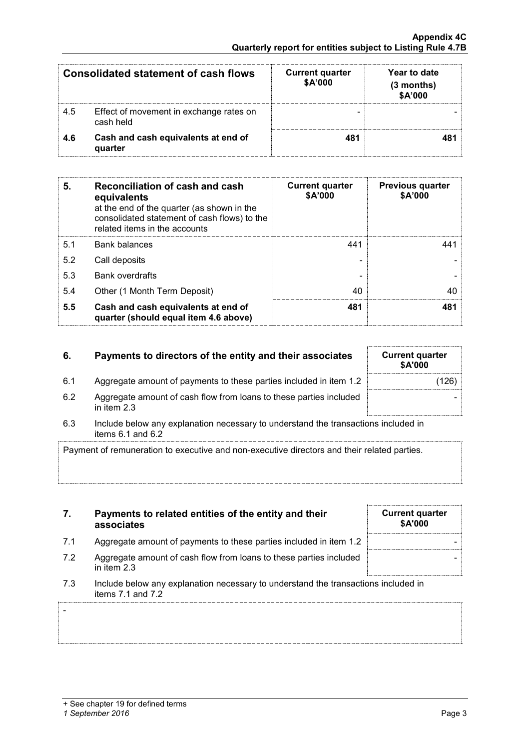| | Consolidated statement of cash flows | Current quarter \$A'000 | Year to date (3 months) \$A'000 |
|---|---|---|---|
| 4.5 | Effect of movement in exchange rates on cash held | - | - |
| **4.6** | **Cash and cash equivalents at end of quarter** | **481** | **481** |

| 5. | **Reconciliation of cash and cash equivalents** at the end of the quarter (as shown in the consolidated statement of cash flows) to the related items in the accounts | Current quarter \$A'000 | Previous quarter \$A'000 |
|---|---|---|---|
| 5.1 | Bank balances | 441 | 441 |
| 5.2 | Call deposits | - | - |
| 5.3 | Bank overdrafts | - | - |
| 5.4 | Other (1 Month Term Deposit) | 40 | 40 |
| **5.5** | **Cash and cash equivalents at end of quarter (should equal item 4.6 above)** | **481** | **481** |

| 6. | **Payments to directors of the entity and their associates** | Current quarter \$A'000 |
|---|---|---|
| 6.1 | Aggregate amount of payments to these parties included in item 1.2 | (126) |
| 6.2 | Aggregate amount of cash flow from loans to these parties included in item 2.3 | - |

6.3 Include below any explanation necessary to understand the transactions included in items 6.1 and 6.2

Payment of remuneration to executive and non-executive directors and their related parties.

| 7. | **Payments to related entities of the entity and their associates** | Current quarter \$A'000 |
|---|---|---|
| 7.1 | Aggregate amount of payments to these parties included in item 1.2 | - |
| 7.2 | Aggregate amount of cash flow from loans to these parties included in item 2.3 | - |

7.3 Include below any explanation necessary to understand the transactions included in items 7.1 and 7.2

-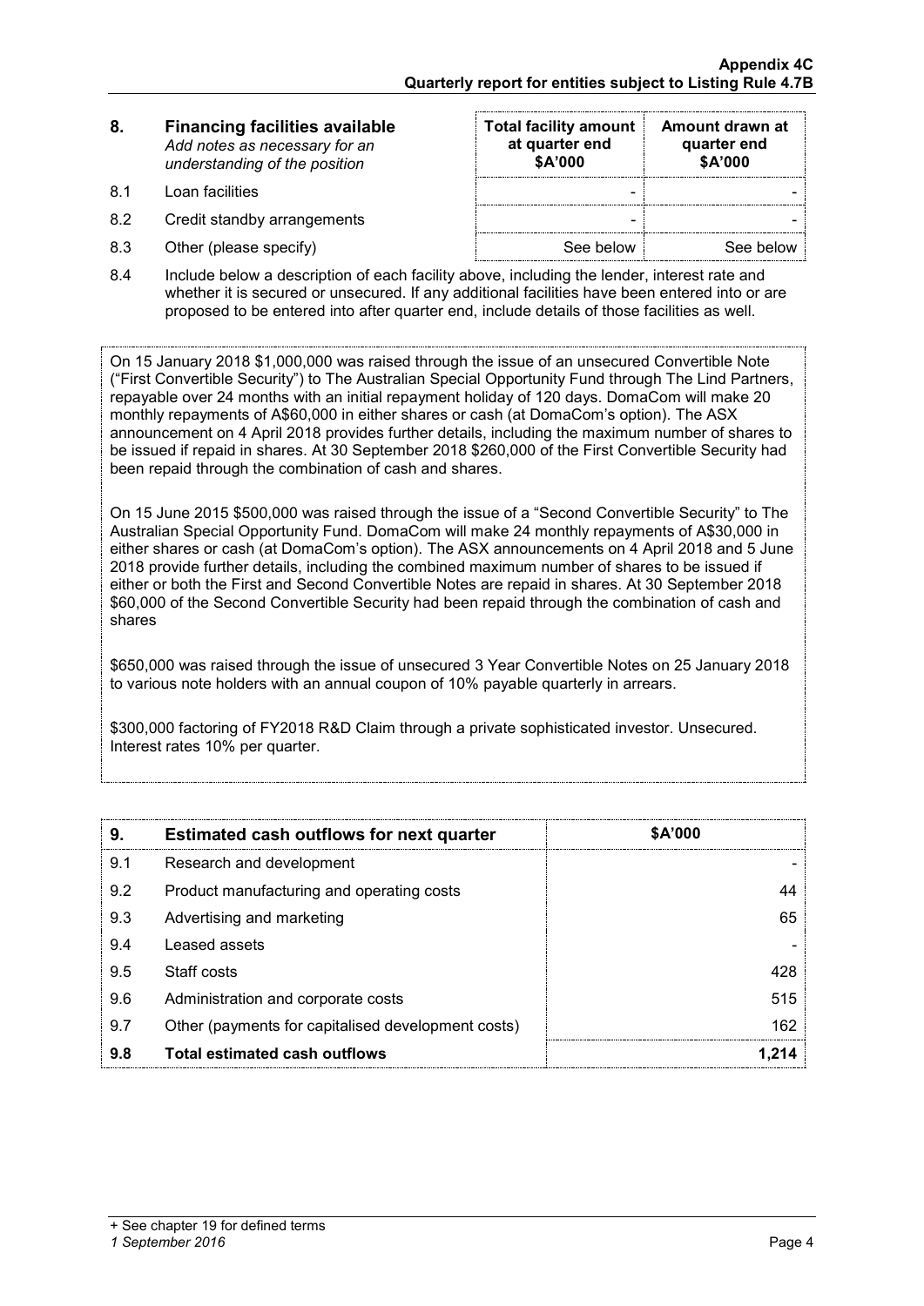| 8. | **Financing facilities available** *Add notes as necessary for an understanding of the position* | **Total facility amount at quarter end $A'000** | **Amount drawn at quarter end $A'000** |
|---|---|---|---|
| 8.1 | Loan facilities | - | - |
| 8.2 | Credit standby arrangements | - | - |
| 8.3 | Other (please specify) | See below | See below |

8.4 Include below a description of each facility above, including the lender, interest rate and whether it is secured or unsecured. If any additional facilities have been entered into or are proposed to be entered into after quarter end, include details of those facilities as well.

On 15 January 2018 $1,000,000 was raised through the issue of an unsecured Convertible Note ("First Convertible Security") to The Australian Special Opportunity Fund through The Lind Partners, repayable over 24 months with an initial repayment holiday of 120 days. DomaCom will make 20 monthly repayments of A$60,000 in either shares or cash (at DomaCom's option). The ASX announcement on 4 April 2018 provides further details, including the maximum number of shares to be issued if repaid in shares. At 30 September 2018 $260,000 of the First Convertible Security had been repaid through the combination of cash and shares.

On 15 June 2015 $500,000 was raised through the issue of a "Second Convertible Security" to The Australian Special Opportunity Fund. DomaCom will make 24 monthly repayments of A$30,000 in either shares or cash (at DomaCom's option). The ASX announcements on 4 April 2018 and 5 June 2018 provide further details, including the combined maximum number of shares to be issued if either or both the First and Second Convertible Notes are repaid in shares. At 30 September 2018 $60,000 of the Second Convertible Security had been repaid through the combination of cash and shares

$650,000 was raised through the issue of unsecured 3 Year Convertible Notes on 25 January 2018 to various note holders with an annual coupon of 10% payable quarterly in arrears.

$300,000 factoring of FY2018 R&D Claim through a private sophisticated investor. Unsecured. Interest rates 10% per quarter.

| 9. | **Estimated cash outflows for next quarter** | **$A'000** |
|---|---|---|
| 9.1 | Research and development | - |
| 9.2 | Product manufacturing and operating costs | 44 |
| 9.3 | Advertising and marketing | 65 |
| 9.4 | Leased assets | - |
| 9.5 | Staff costs | 428 |
| 9.6 | Administration and corporate costs | 515 |
| 9.7 | Other (payments for capitalised development costs) | 162 |
| **9.8** | **Total estimated cash outflows** | **1,214** |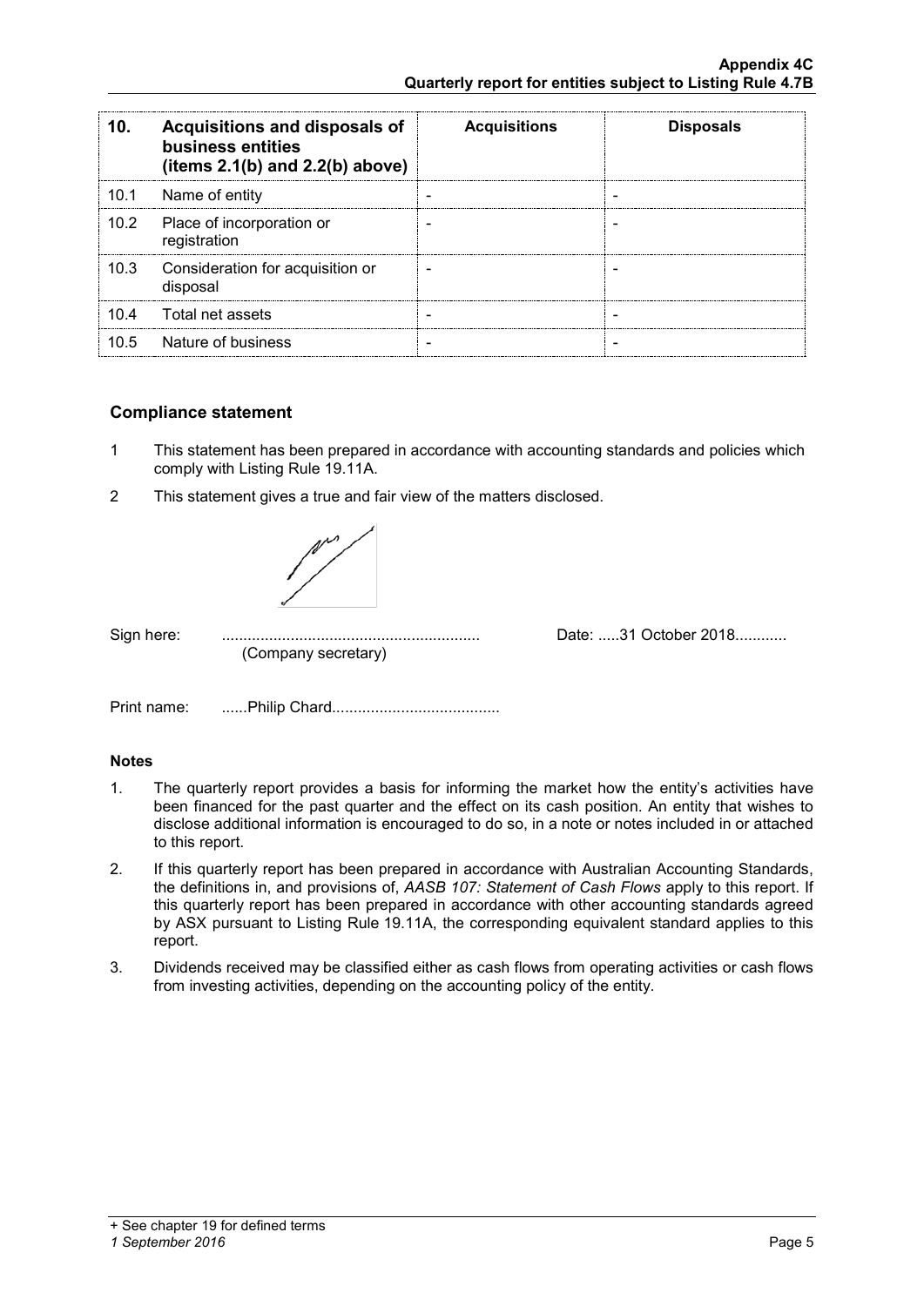| 10. | Acquisitions and disposals of business entities (items 2.1(b) and 2.2(b) above) | Acquisitions | Disposals |
|---|---|---|---|
| 10.1 | Name of entity | - | - |
| 10.2 | Place of incorporation or registration | - | - |
| 10.3 | Consideration for acquisition or disposal | - | - |
| 10.4 | Total net assets | - | - |
| 10.5 | Nature of business | - | - |

## Compliance statement

1. This statement has been prepared in accordance with accounting standards and policies which comply with Listing Rule 19.11A.
2. This statement gives a true and fair view of the matters disclosed.

Sign here: ............................................................ (Company secretary)  Date: .....31 October 2018............

Print name: ......Philip Chard.......................................

### Notes

1. The quarterly report provides a basis for informing the market how the entity's activities have been financed for the past quarter and the effect on its cash position. An entity that wishes to disclose additional information is encouraged to do so, in a note or notes included in or attached to this report.
2. If this quarterly report has been prepared in accordance with Australian Accounting Standards, the definitions in, and provisions of, *AASB 107: Statement of Cash Flows* apply to this report. If this quarterly report has been prepared in accordance with other accounting standards agreed by ASX pursuant to Listing Rule 19.11A, the corresponding equivalent standard applies to this report.
3. Dividends received may be classified either as cash flows from operating activities or cash flows from investing activities, depending on the accounting policy of the entity.